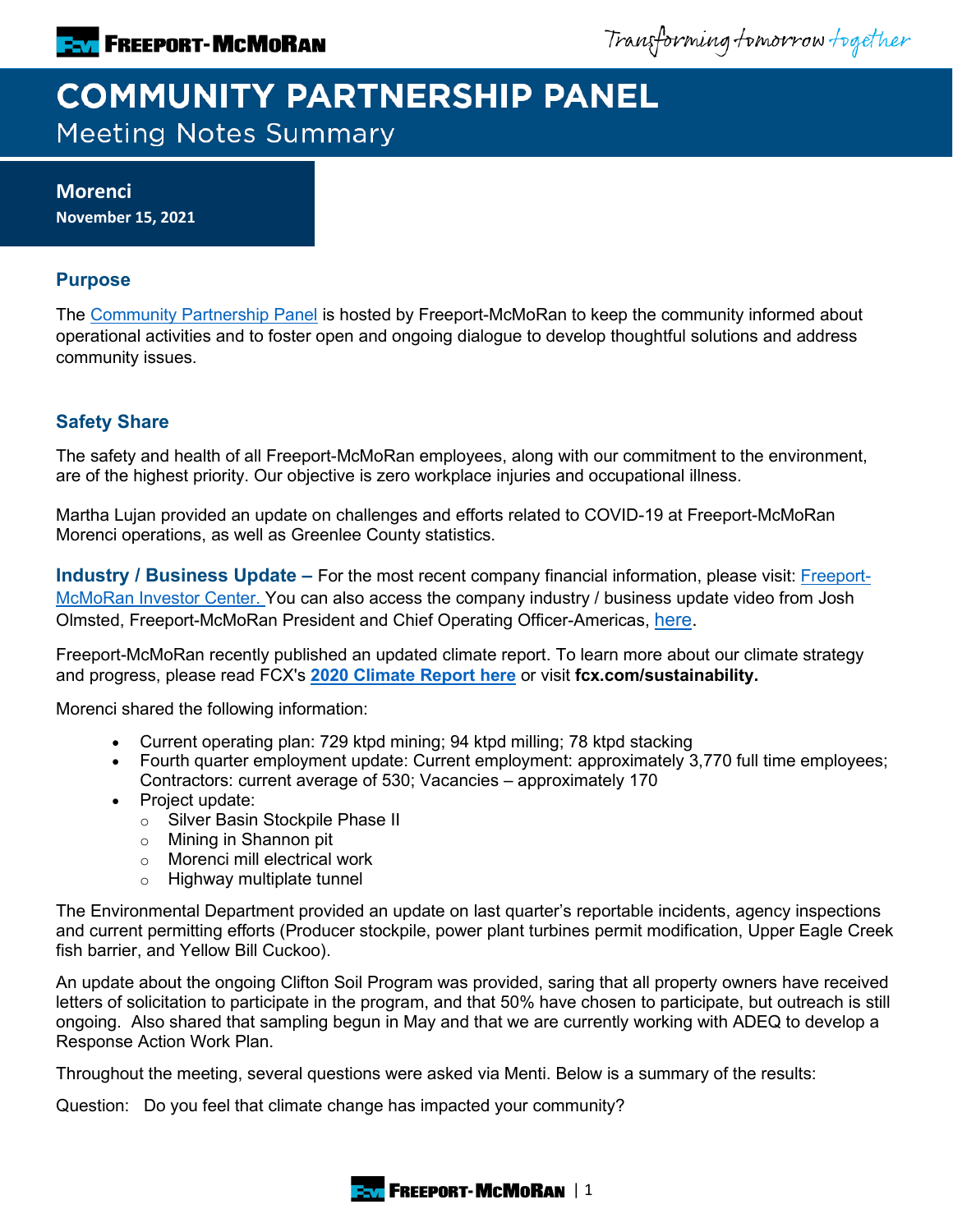# COMMUNITY PARTNERSHIP PANEL

Meeting Notes Summary

**Morenci**
**November 15, 2021**

## Purpose

The Community Partnership Panel is hosted by Freeport-McMoRan to keep the community informed about operational activities and to foster open and ongoing dialogue to develop thoughtful solutions and address community issues.

## Safety Share

The safety and health of all Freeport-McMoRan employees, along with our commitment to the environment, are of the highest priority. Our objective is zero workplace injuries and occupational illness.

Martha Lujan provided an update on challenges and efforts related to COVID-19 at Freeport-McMoRan Morenci operations, as well as Greenlee County statistics.

**Industry / Business Update –** For the most recent company financial information, please visit: Freeport-McMoRan Investor Center. You can also access the company industry / business update video from Josh Olmsted, Freeport-McMoRan President and Chief Operating Officer-Americas, here.

Freeport-McMoRan recently published an updated climate report. To learn more about our climate strategy and progress, please read FCX's **2020 Climate Report here** or visit **fcx.com/sustainability.**

Morenci shared the following information:

- Current operating plan: 729 ktpd mining; 94 ktpd milling; 78 ktpd stacking
- Fourth quarter employment update: Current employment: approximately 3,770 full time employees; Contractors: current average of 530; Vacancies – approximately 170
- Project update:
  - Silver Basin Stockpile Phase II
  - Mining in Shannon pit
  - Morenci mill electrical work
  - Highway multiplate tunnel

The Environmental Department provided an update on last quarter's reportable incidents, agency inspections and current permitting efforts (Producer stockpile, power plant turbines permit modification, Upper Eagle Creek fish barrier, and Yellow Bill Cuckoo).

An update about the ongoing Clifton Soil Program was provided, saring that all property owners have received letters of solicitation to participate in the program, and that 50% have chosen to participate, but outreach is still ongoing. Also shared that sampling begun in May and that we are currently working with ADEQ to develop a Response Action Work Plan.

Throughout the meeting, several questions were asked via Menti. Below is a summary of the results:

Question: Do you feel that climate change has impacted your community?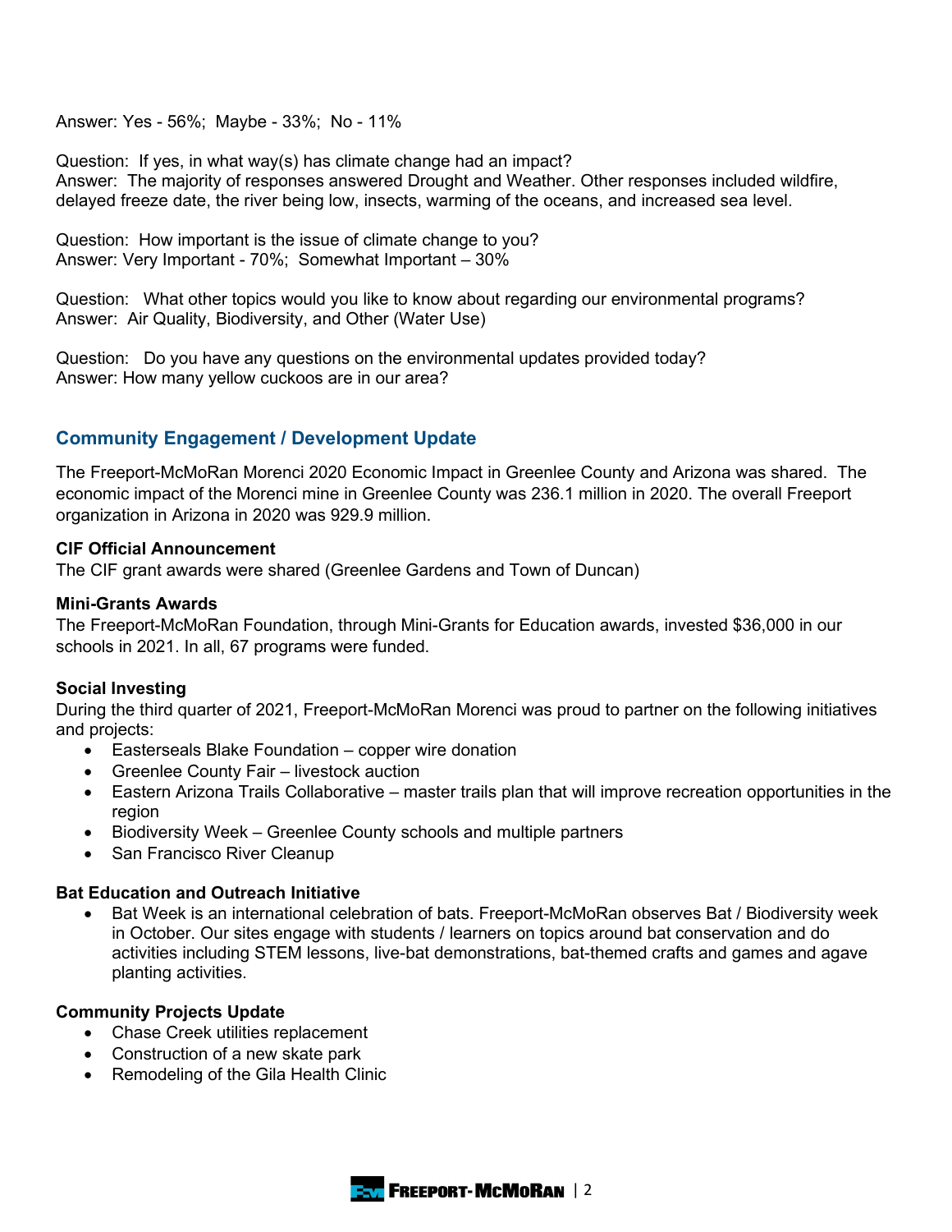Answer: Yes - 56%;  Maybe - 33%;  No - 11%

Question:  If yes, in what way(s) has climate change had an impact?
Answer:  The majority of responses answered Drought and Weather. Other responses included wildfire, delayed freeze date, the river being low, insects, warming of the oceans, and increased sea level.

Question:  How important is the issue of climate change to you?
Answer: Very Important - 70%;  Somewhat Important – 30%

Question:   What other topics would you like to know about regarding our environmental programs?
Answer:  Air Quality, Biodiversity, and Other (Water Use)

Question:   Do you have any questions on the environmental updates provided today?
Answer: How many yellow cuckoos are in our area?

## Community Engagement / Development Update

The Freeport-McMoRan Morenci 2020 Economic Impact in Greenlee County and Arizona was shared.  The economic impact of the Morenci mine in Greenlee County was 236.1 million in 2020. The overall Freeport organization in Arizona in 2020 was 929.9 million.

**CIF Official Announcement**
The CIF grant awards were shared (Greenlee Gardens and Town of Duncan)

**Mini-Grants Awards**
The Freeport-McMoRan Foundation, through Mini-Grants for Education awards, invested $36,000 in our schools in 2021. In all, 67 programs were funded.

**Social Investing**
During the third quarter of 2021, Freeport-McMoRan Morenci was proud to partner on the following initiatives and projects:

- Easterseals Blake Foundation – copper wire donation
- Greenlee County Fair – livestock auction
- Eastern Arizona Trails Collaborative – master trails plan that will improve recreation opportunities in the region
- Biodiversity Week – Greenlee County schools and multiple partners
- San Francisco River Cleanup

**Bat Education and Outreach Initiative**

- Bat Week is an international celebration of bats. Freeport-McMoRan observes Bat / Biodiversity week in October. Our sites engage with students / learners on topics around bat conservation and do activities including STEM lessons, live-bat demonstrations, bat-themed crafts and games and agave planting activities.

**Community Projects Update**

- Chase Creek utilities replacement
- Construction of a new skate park
- Remodeling of the Gila Health Clinic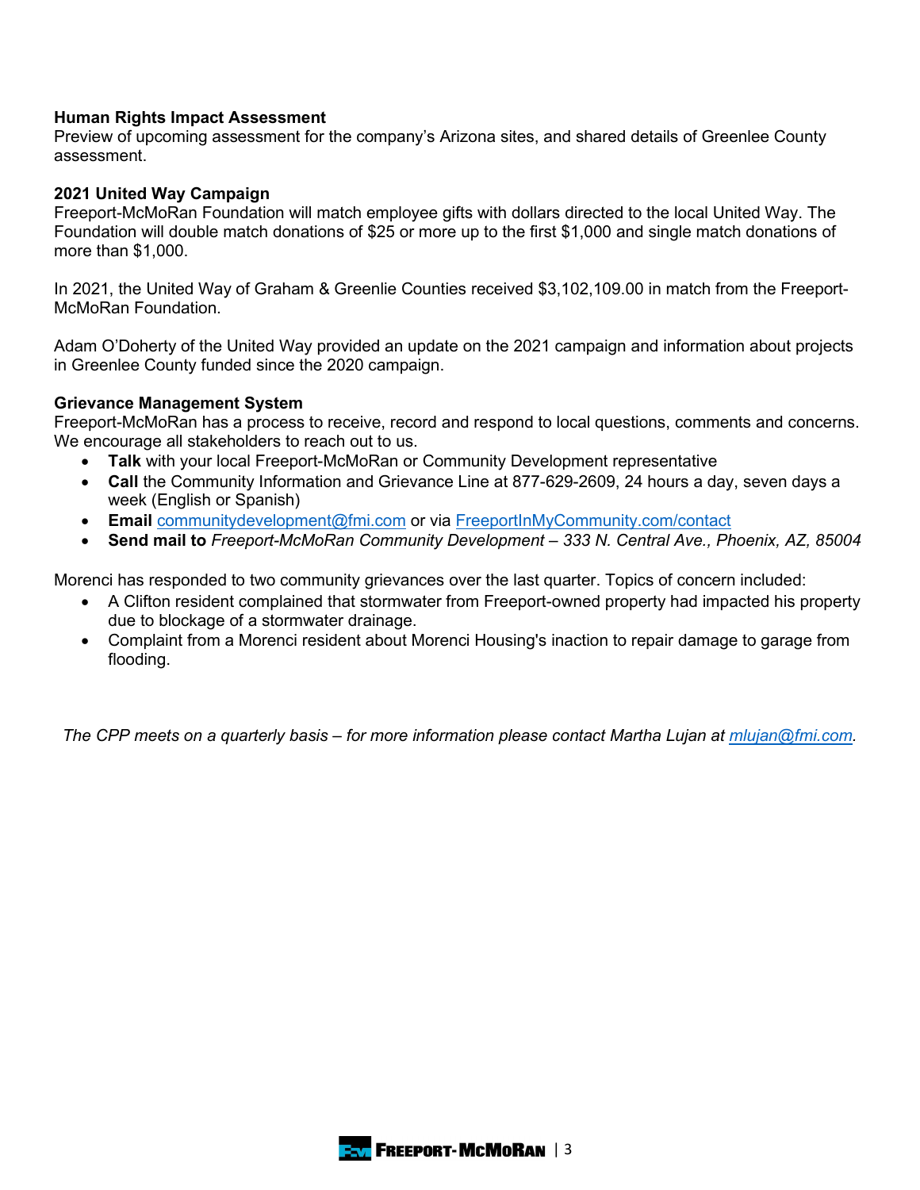**Human Rights Impact Assessment**
Preview of upcoming assessment for the company's Arizona sites, and shared details of Greenlee County assessment.

**2021 United Way Campaign**
Freeport-McMoRan Foundation will match employee gifts with dollars directed to the local United Way. The Foundation will double match donations of $25 or more up to the first $1,000 and single match donations of more than $1,000.

In 2021, the United Way of Graham & Greenlie Counties received $3,102,109.00 in match from the Freeport-McMoRan Foundation.

Adam O'Doherty of the United Way provided an update on the 2021 campaign and information about projects in Greenlee County funded since the 2020 campaign.

**Grievance Management System**
Freeport-McMoRan has a process to receive, record and respond to local questions, comments and concerns. We encourage all stakeholders to reach out to us.

- **Talk** with your local Freeport-McMoRan or Community Development representative
- **Call** the Community Information and Grievance Line at 877-629-2609, 24 hours a day, seven days a week (English or Spanish)
- **Email** communitydevelopment@fmi.com or via FreeportInMyCommunity.com/contact
- **Send mail to** *Freeport-McMoRan Community Development – 333 N. Central Ave., Phoenix, AZ, 85004*

Morenci has responded to two community grievances over the last quarter. Topics of concern included:

- A Clifton resident complained that stormwater from Freeport-owned property had impacted his property due to blockage of a stormwater drainage.
- Complaint from a Morenci resident about Morenci Housing's inaction to repair damage to garage from flooding.

*The CPP meets on a quarterly basis – for more information please contact Martha Lujan at mlujan@fmi.com.*